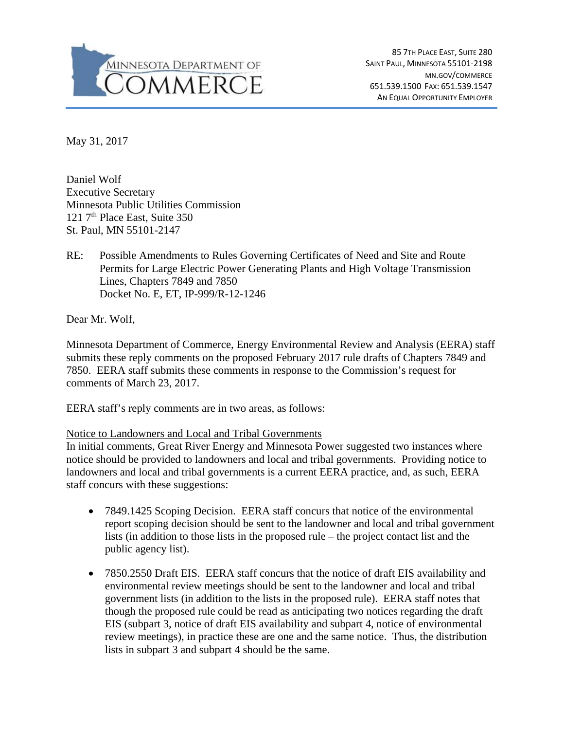MINNESOTA DEPARTMENT OF COMMERCE

85 7TH PLACE EAST, SUITE 280
SAINT PAUL, MINNESOTA 55101-2198
MN.GOV/COMMERCE
651.539.1500 FAX: 651.539.1547
AN EQUAL OPPORTUNITY EMPLOYER

May 31, 2017

Daniel Wolf
Executive Secretary
Minnesota Public Utilities Commission
121 7th Place East, Suite 350
St. Paul, MN 55101-2147

RE: Possible Amendments to Rules Governing Certificates of Need and Site and Route Permits for Large Electric Power Generating Plants and High Voltage Transmission Lines, Chapters 7849 and 7850
Docket No. E, ET, IP-999/R-12-1246

Dear Mr. Wolf,

Minnesota Department of Commerce, Energy Environmental Review and Analysis (EERA) staff submits these reply comments on the proposed February 2017 rule drafts of Chapters 7849 and 7850. EERA staff submits these comments in response to the Commission's request for comments of March 23, 2017.

EERA staff's reply comments are in two areas, as follows:

Notice to Landowners and Local and Tribal Governments

In initial comments, Great River Energy and Minnesota Power suggested two instances where notice should be provided to landowners and local and tribal governments. Providing notice to landowners and local and tribal governments is a current EERA practice, and, as such, EERA staff concurs with these suggestions:

- 7849.1425 Scoping Decision. EERA staff concurs that notice of the environmental report scoping decision should be sent to the landowner and local and tribal government lists (in addition to those lists in the proposed rule – the project contact list and the public agency list).
- 7850.2550 Draft EIS. EERA staff concurs that the notice of draft EIS availability and environmental review meetings should be sent to the landowner and local and tribal government lists (in addition to the lists in the proposed rule). EERA staff notes that though the proposed rule could be read as anticipating two notices regarding the draft EIS (subpart 3, notice of draft EIS availability and subpart 4, notice of environmental review meetings), in practice these are one and the same notice. Thus, the distribution lists in subpart 3 and subpart 4 should be the same.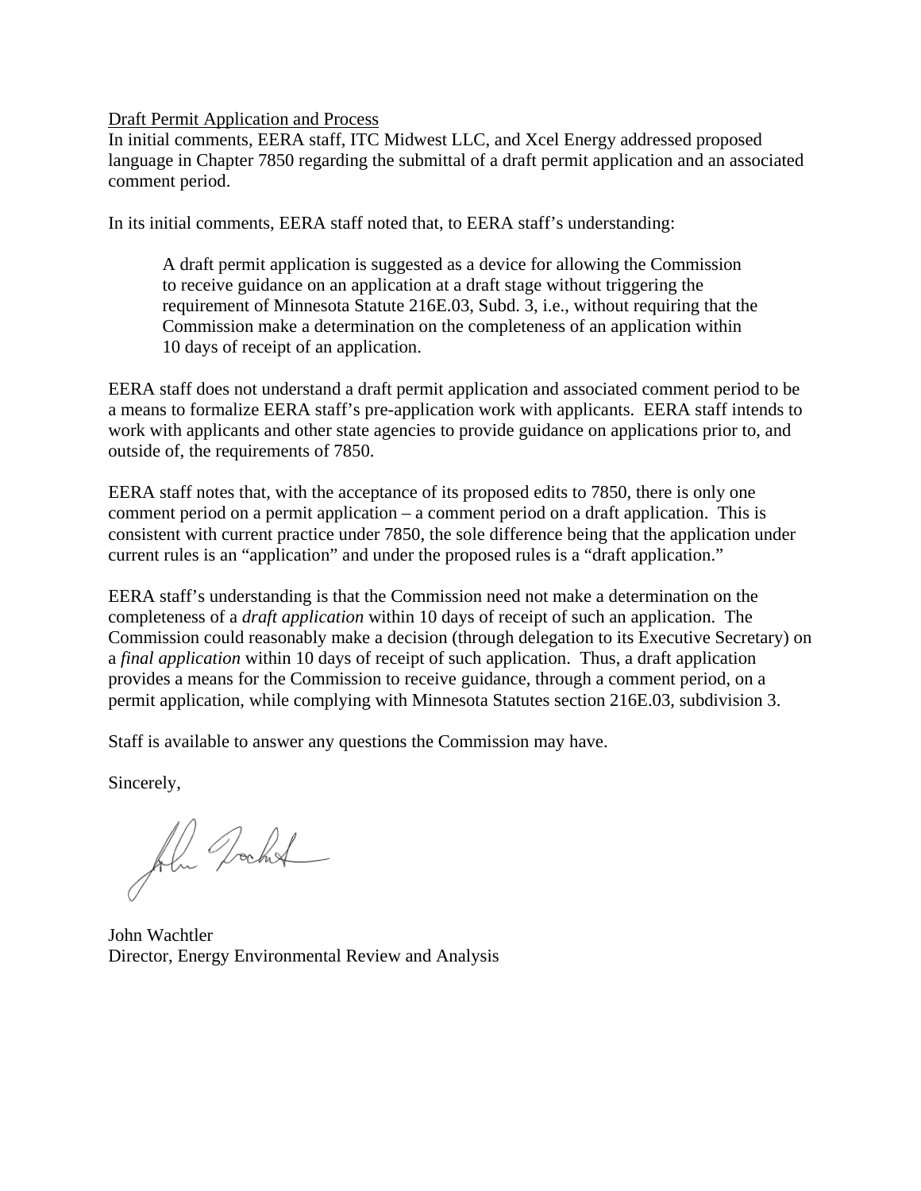Draft Permit Application and Process

In initial comments, EERA staff, ITC Midwest LLC, and Xcel Energy addressed proposed language in Chapter 7850 regarding the submittal of a draft permit application and an associated comment period.

In its initial comments, EERA staff noted that, to EERA staff's understanding:

> A draft permit application is suggested as a device for allowing the Commission to receive guidance on an application at a draft stage without triggering the requirement of Minnesota Statute 216E.03, Subd. 3, i.e., without requiring that the Commission make a determination on the completeness of an application within 10 days of receipt of an application.

EERA staff does not understand a draft permit application and associated comment period to be a means to formalize EERA staff's pre-application work with applicants. EERA staff intends to work with applicants and other state agencies to provide guidance on applications prior to, and outside of, the requirements of 7850.

EERA staff notes that, with the acceptance of its proposed edits to 7850, there is only one comment period on a permit application – a comment period on a draft application. This is consistent with current practice under 7850, the sole difference being that the application under current rules is an "application" and under the proposed rules is a "draft application."

EERA staff's understanding is that the Commission need not make a determination on the completeness of a *draft application* within 10 days of receipt of such an application. The Commission could reasonably make a decision (through delegation to its Executive Secretary) on a *final application* within 10 days of receipt of such application. Thus, a draft application provides a means for the Commission to receive guidance, through a comment period, on a permit application, while complying with Minnesota Statutes section 216E.03, subdivision 3.

Staff is available to answer any questions the Commission may have.

Sincerely,

John Wachtler
Director, Energy Environmental Review and Analysis